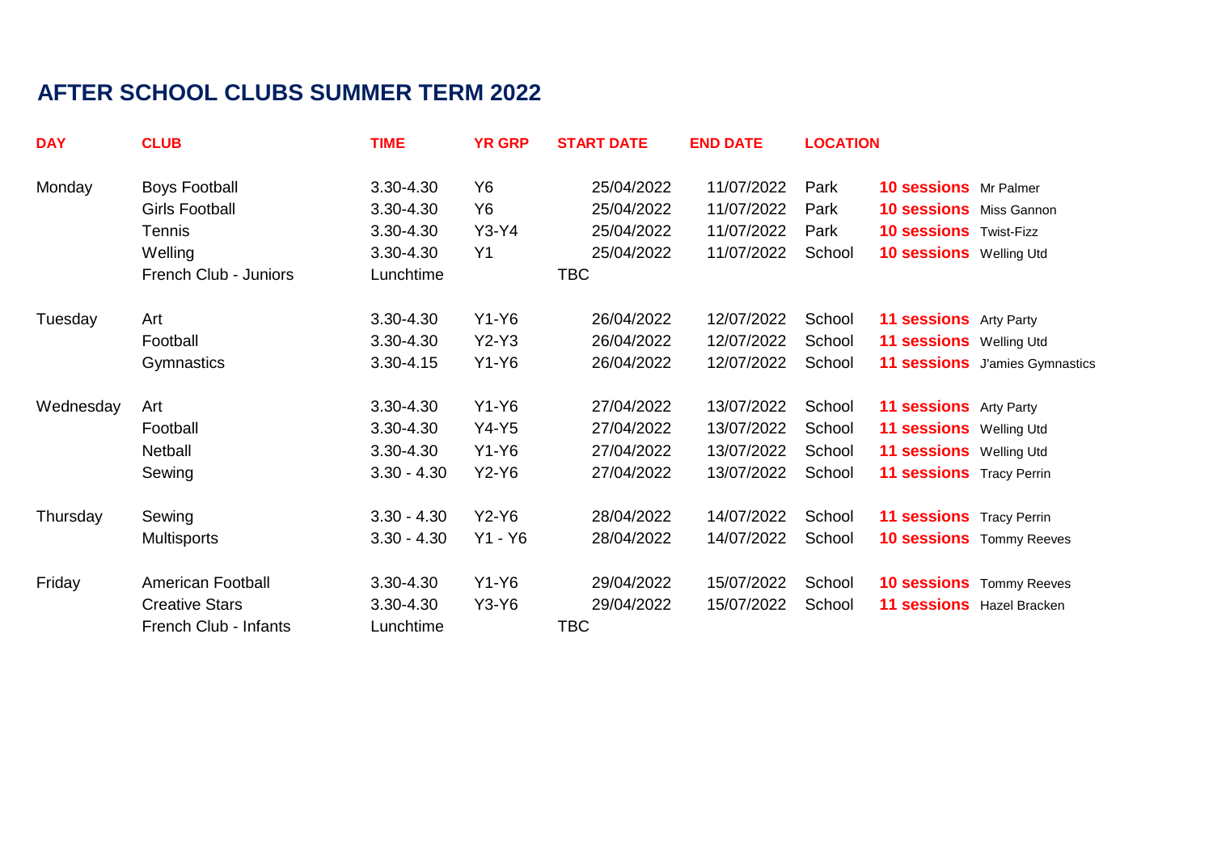# AFTER SCHOOL CLUBS SUMMER TERM 2022

| DAY | CLUB | TIME | YR GRP | START DATE | END DATE | LOCATION | | |
|---|---|---|---|---|---|---|---|---|
| Monday | Boys Football | 3.30-4.30 | Y6 | 25/04/2022 | 11/07/2022 | Park | **10 sessions** | Mr Palmer |
| | Girls Football | 3.30-4.30 | Y6 | 25/04/2022 | 11/07/2022 | Park | **10 sessions** | Miss Gannon |
| | Tennis | 3.30-4.30 | Y3-Y4 | 25/04/2022 | 11/07/2022 | Park | **10 sessions** | Twist-Fizz |
| | Welling | 3.30-4.30 | Y1 | 25/04/2022 | 11/07/2022 | School | **10 sessions** | Welling Utd |
| | French Club - Juniors | Lunchtime | | TBC | | | | |
| Tuesday | Art | 3.30-4.30 | Y1-Y6 | 26/04/2022 | 12/07/2022 | School | **11 sessions** | Arty Party |
| | Football | 3.30-4.30 | Y2-Y3 | 26/04/2022 | 12/07/2022 | School | **11 sessions** | Welling Utd |
| | Gymnastics | 3.30-4.15 | Y1-Y6 | 26/04/2022 | 12/07/2022 | School | **11 sessions** | J'amies Gymnastics |
| Wednesday | Art | 3.30-4.30 | Y1-Y6 | 27/04/2022 | 13/07/2022 | School | **11 sessions** | Arty Party |
| | Football | 3.30-4.30 | Y4-Y5 | 27/04/2022 | 13/07/2022 | School | **11 sessions** | Welling Utd |
| | Netball | 3.30-4.30 | Y1-Y6 | 27/04/2022 | 13/07/2022 | School | **11 sessions** | Welling Utd |
| | Sewing | 3.30 - 4.30 | Y2-Y6 | 27/04/2022 | 13/07/2022 | School | **11 sessions** | Tracy Perrin |
| Thursday | Sewing | 3.30 - 4.30 | Y2-Y6 | 28/04/2022 | 14/07/2022 | School | **11 sessions** | Tracy Perrin |
| | Multisports | 3.30 - 4.30 | Y1 - Y6 | 28/04/2022 | 14/07/2022 | School | **10 sessions** | Tommy Reeves |
| Friday | American Football | 3.30-4.30 | Y1-Y6 | 29/04/2022 | 15/07/2022 | School | **10 sessions** | Tommy Reeves |
| | Creative Stars | 3.30-4.30 | Y3-Y6 | 29/04/2022 | 15/07/2022 | School | **11 sessions** | Hazel Bracken |
| | French Club - Infants | Lunchtime | | TBC | | | | |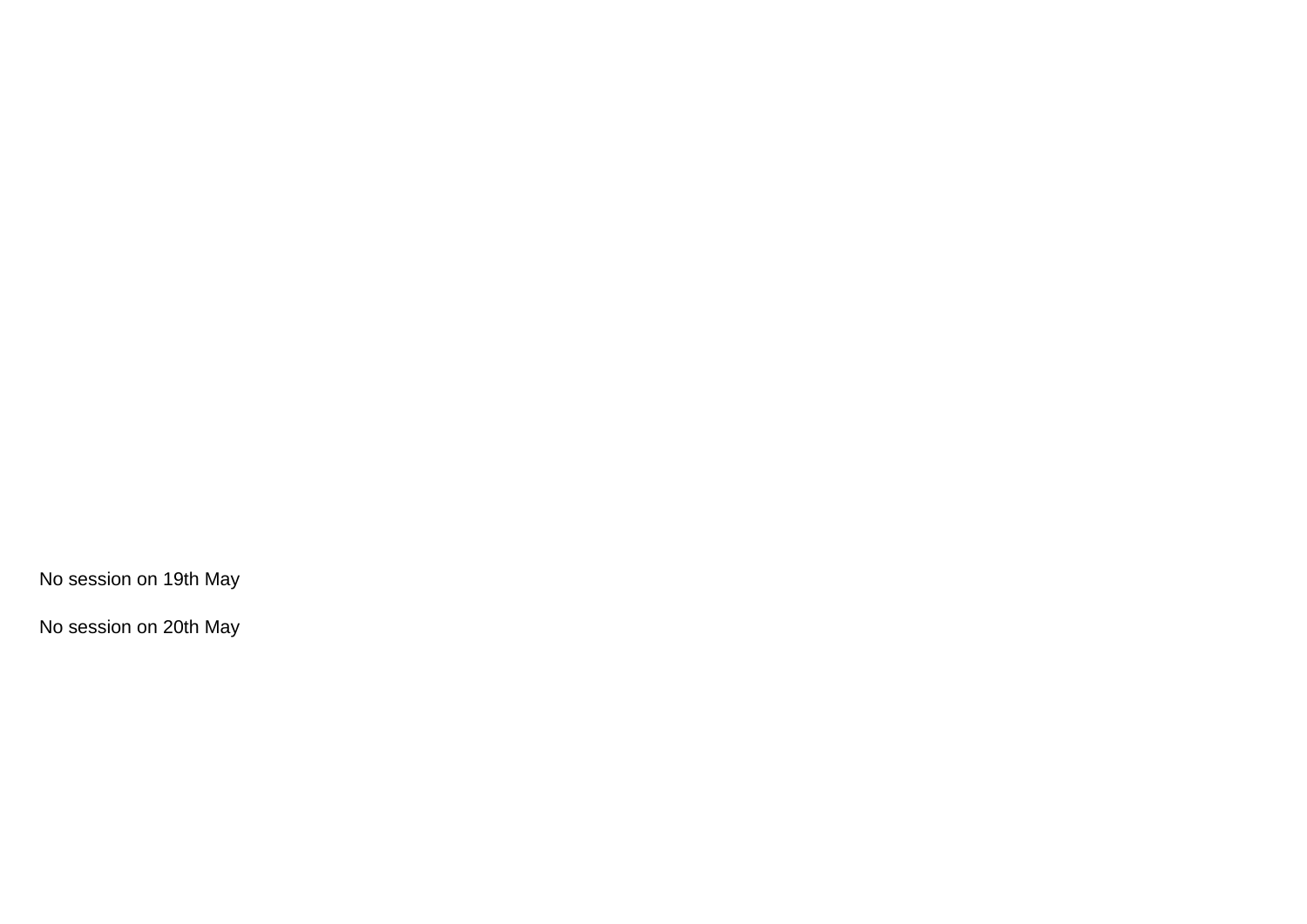No session on 19th May

No session on 20th May